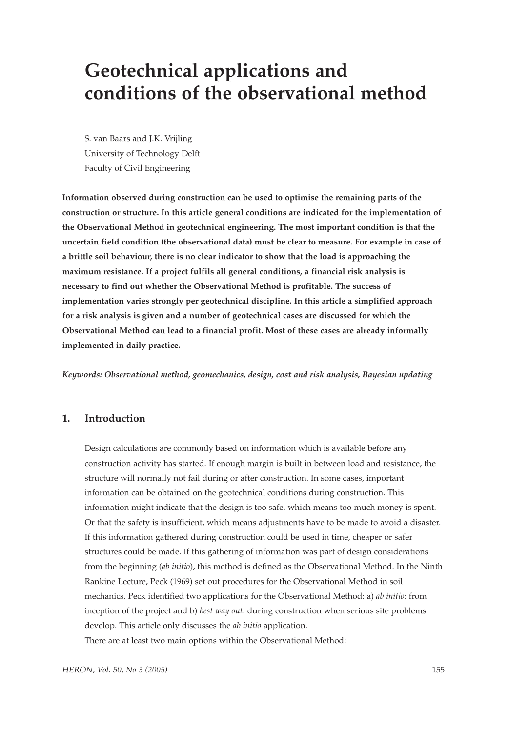# Geotechnical applications and conditions of the observational method

S. van Baars and J.K. Vrijling
University of Technology Delft
Faculty of Civil Engineering

**Information observed during construction can be used to optimise the remaining parts of the construction or structure. In this article general conditions are indicated for the implementation of the Observational Method in geotechnical engineering. The most important condition is that the uncertain field condition (the observational data) must be clear to measure. For example in case of a brittle soil behaviour, there is no clear indicator to show that the load is approaching the maximum resistance. If a project fulfils all general conditions, a financial risk analysis is necessary to find out whether the Observational Method is profitable. The success of implementation varies strongly per geotechnical discipline. In this article a simplified approach for a risk analysis is given and a number of geotechnical cases are discussed for which the Observational Method can lead to a financial profit. Most of these cases are already informally implemented in daily practice.**

***Keywords: Observational method, geomechanics, design, cost and risk analysis, Bayesian updating***

## 1. Introduction

Design calculations are commonly based on information which is available before any construction activity has started. If enough margin is built in between load and resistance, the structure will normally not fail during or after construction. In some cases, important information can be obtained on the geotechnical conditions during construction. This information might indicate that the design is too safe, which means too much money is spent. Or that the safety is insufficient, which means adjustments have to be made to avoid a disaster. If this information gathered during construction could be used in time, cheaper or safer structures could be made. If this gathering of information was part of design considerations from the beginning (*ab initio*), this method is defined as the Observational Method. In the Ninth Rankine Lecture, Peck (1969) set out procedures for the Observational Method in soil mechanics. Peck identified two applications for the Observational Method: a) *ab initio*: from inception of the project and b) *best way out*: during construction when serious site problems develop. This article only discusses the *ab initio* application.

There are at least two main options within the Observational Method: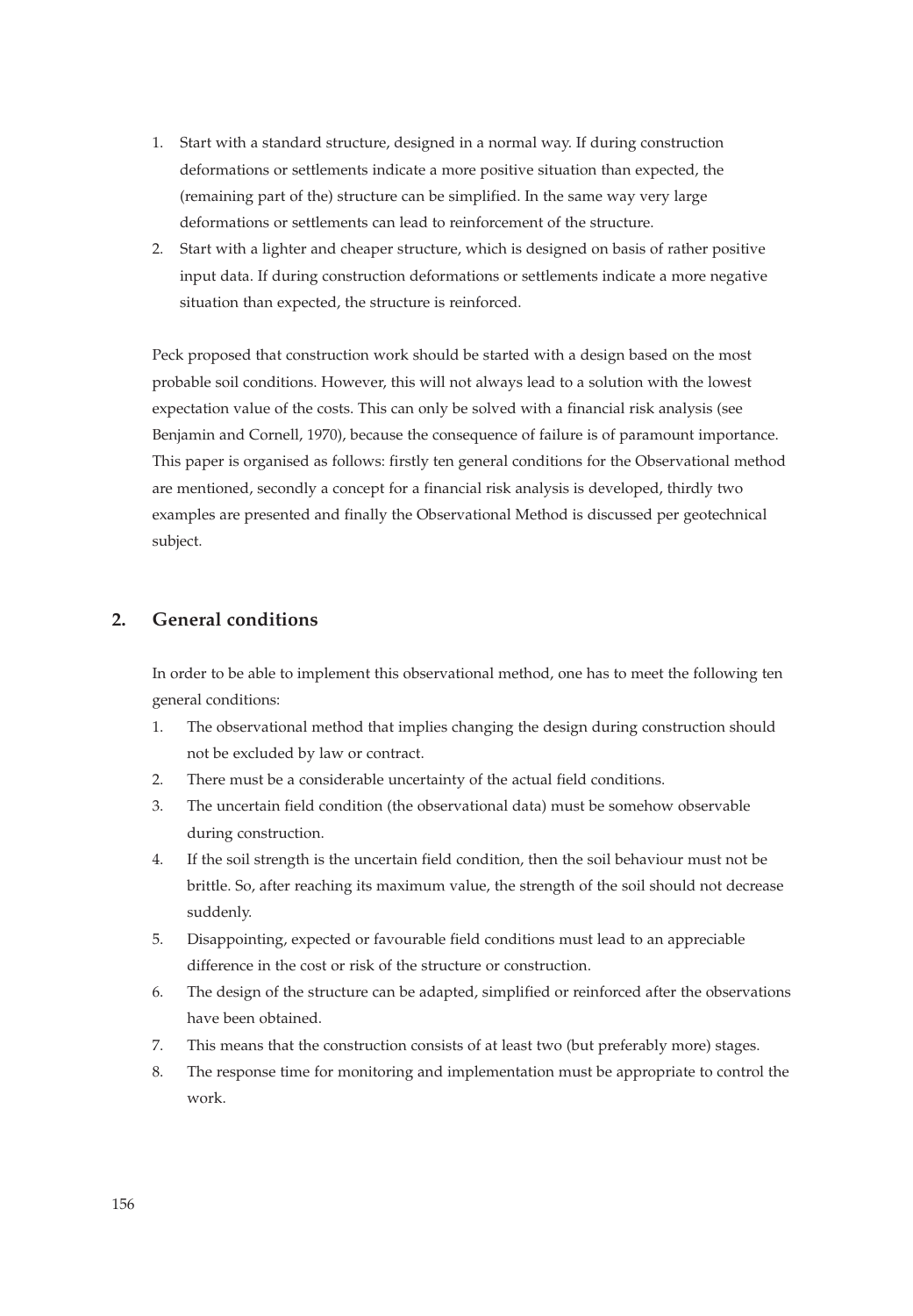1. Start with a standard structure, designed in a normal way. If during construction deformations or settlements indicate a more positive situation than expected, the (remaining part of the) structure can be simplified. In the same way very large deformations or settlements can lead to reinforcement of the structure.
2. Start with a lighter and cheaper structure, which is designed on basis of rather positive input data. If during construction deformations or settlements indicate a more negative situation than expected, the structure is reinforced.

Peck proposed that construction work should be started with a design based on the most probable soil conditions. However, this will not always lead to a solution with the lowest expectation value of the costs. This can only be solved with a financial risk analysis (see Benjamin and Cornell, 1970), because the consequence of failure is of paramount importance. This paper is organised as follows: firstly ten general conditions for the Observational method are mentioned, secondly a concept for a financial risk analysis is developed, thirdly two examples are presented and finally the Observational Method is discussed per geotechnical subject.

## 2. General conditions

In order to be able to implement this observational method, one has to meet the following ten general conditions:

1. The observational method that implies changing the design during construction should not be excluded by law or contract.
2. There must be a considerable uncertainty of the actual field conditions.
3. The uncertain field condition (the observational data) must be somehow observable during construction.
4. If the soil strength is the uncertain field condition, then the soil behaviour must not be brittle. So, after reaching its maximum value, the strength of the soil should not decrease suddenly.
5. Disappointing, expected or favourable field conditions must lead to an appreciable difference in the cost or risk of the structure or construction.
6. The design of the structure can be adapted, simplified or reinforced after the observations have been obtained.
7. This means that the construction consists of at least two (but preferably more) stages.
8. The response time for monitoring and implementation must be appropriate to control the work.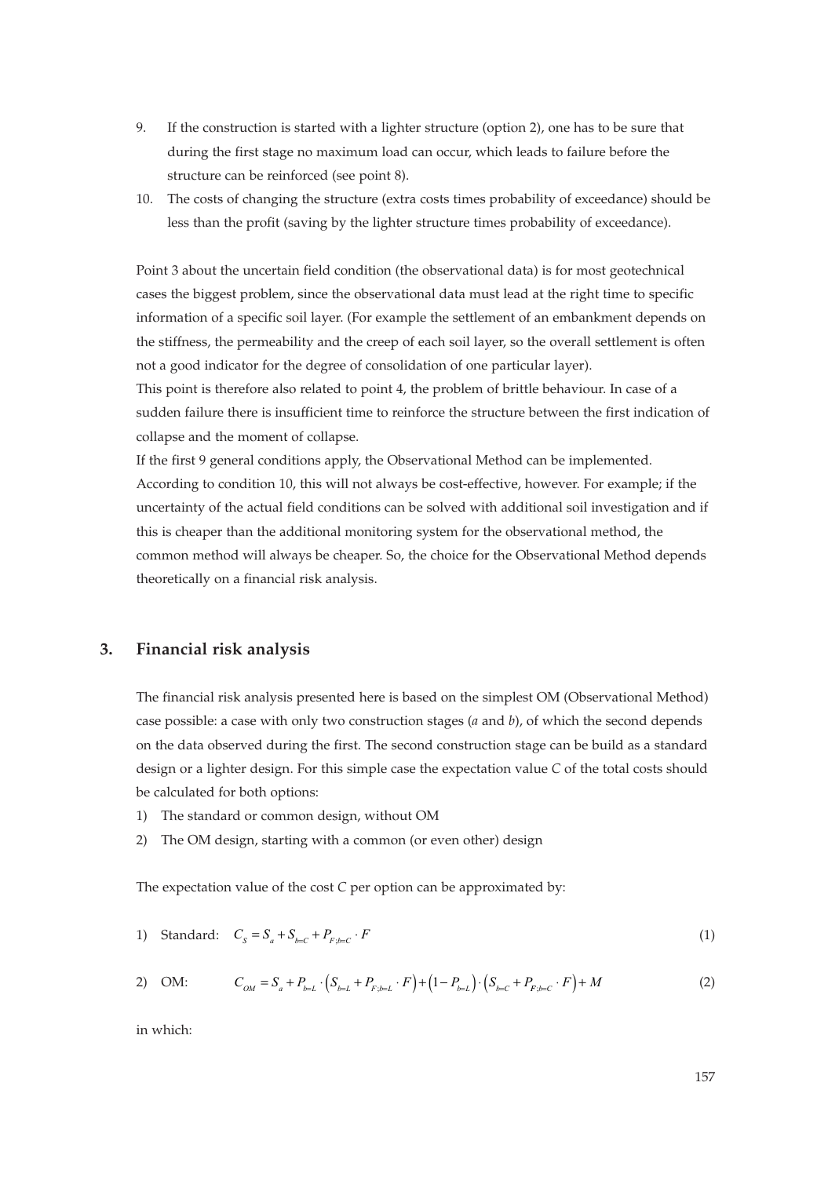9. If the construction is started with a lighter structure (option 2), one has to be sure that during the first stage no maximum load can occur, which leads to failure before the structure can be reinforced (see point 8).
10. The costs of changing the structure (extra costs times probability of exceedance) should be less than the profit (saving by the lighter structure times probability of exceedance).

Point 3 about the uncertain field condition (the observational data) is for most geotechnical cases the biggest problem, since the observational data must lead at the right time to specific information of a specific soil layer. (For example the settlement of an embankment depends on the stiffness, the permeability and the creep of each soil layer, so the overall settlement is often not a good indicator for the degree of consolidation of one particular layer).
This point is therefore also related to point 4, the problem of brittle behaviour. In case of a sudden failure there is insufficient time to reinforce the structure between the first indication of collapse and the moment of collapse.
If the first 9 general conditions apply, the Observational Method can be implemented. According to condition 10, this will not always be cost-effective, however. For example; if the uncertainty of the actual field conditions can be solved with additional soil investigation and if this is cheaper than the additional monitoring system for the observational method, the common method will always be cheaper. So, the choice for the Observational Method depends theoretically on a financial risk analysis.

## 3. Financial risk analysis

The financial risk analysis presented here is based on the simplest OM (Observational Method) case possible: a case with only two construction stages (*a* and *b*), of which the second depends on the data observed during the first. The second construction stage can be build as a standard design or a lighter design. For this simple case the expectation value *C* of the total costs should be calculated for both options:

1) The standard or common design, without OM
2) The OM design, starting with a common (or even other) design

The expectation value of the cost *C* per option can be approximated by:

1) Standard: $$C_S = S_a + S_{b=C} + P_{F;b=C} \cdot F \tag{1}$$

2) OM: $$C_{OM} = S_a + P_{b=L} \cdot \left(S_{b=L} + P_{F;b=L} \cdot F\right) + \left(1 - P_{b=L}\right) \cdot \left(S_{b=C} + P_{F;b=C} \cdot F\right) + M \tag{2}$$

in which: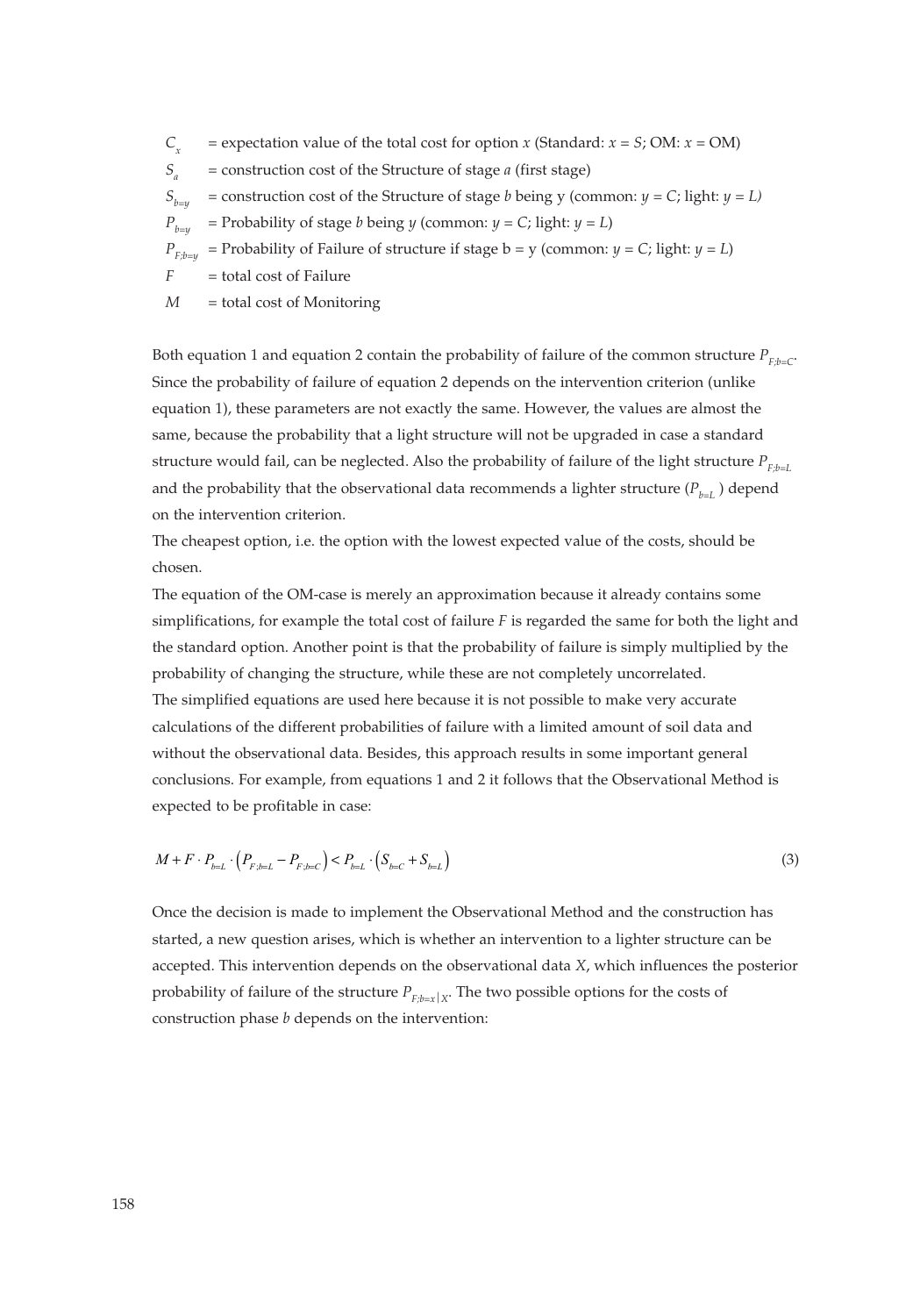$C_x$ = expectation value of the total cost for option $x$ (Standard: $x = S$; OM: $x = \text{OM}$)

$S_a$ = construction cost of the Structure of stage $a$ (first stage)

$S_{b=y}$ = construction cost of the Structure of stage $b$ being y (common: $y = C$; light: $y = L$)

$P_{b=y}$ = Probability of stage $b$ being $y$ (common: $y = C$; light: $y = L$)

$P_{F;b=y}$ = Probability of Failure of structure if stage b = y (common: $y = C$; light: $y = L$)

$F$ = total cost of Failure

$M$ = total cost of Monitoring

Both equation 1 and equation 2 contain the probability of failure of the common structure $P_{F;b=C}$. Since the probability of failure of equation 2 depends on the intervention criterion (unlike equation 1), these parameters are not exactly the same. However, the values are almost the same, because the probability that a light structure will not be upgraded in case a standard structure would fail, can be neglected. Also the probability of failure of the light structure $P_{F;b=L}$ and the probability that the observational data recommends a lighter structure ($P_{b=L}$ ) depend on the intervention criterion.

The cheapest option, i.e. the option with the lowest expected value of the costs, should be chosen.

The equation of the OM-case is merely an approximation because it already contains some simplifications, for example the total cost of failure $F$ is regarded the same for both the light and the standard option. Another point is that the probability of failure is simply multiplied by the probability of changing the structure, while these are not completely uncorrelated.

The simplified equations are used here because it is not possible to make very accurate calculations of the different probabilities of failure with a limited amount of soil data and without the observational data. Besides, this approach results in some important general conclusions. For example, from equations 1 and 2 it follows that the Observational Method is expected to be profitable in case:

$$M + F \cdot P_{b=L} \cdot \left(P_{F;b=L} - P_{F;b=C}\right) < P_{b=L} \cdot \left(S_{b=C} + S_{b=L}\right) \tag{3}$$

Once the decision is made to implement the Observational Method and the construction has started, a new question arises, which is whether an intervention to a lighter structure can be accepted. This intervention depends on the observational data $X$, which influences the posterior probability of failure of the structure $P_{F;b=x|X}$. The two possible options for the costs of construction phase $b$ depends on the intervention: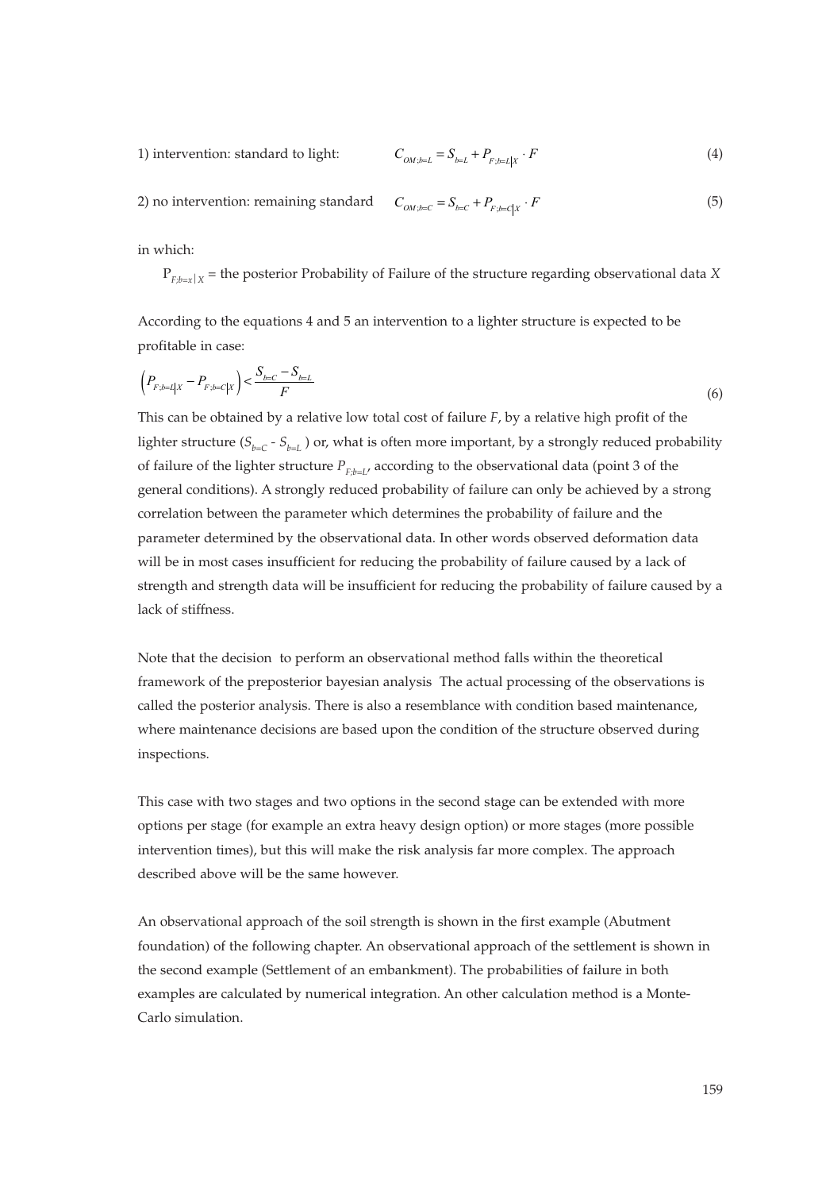1) intervention: standard to light: $C_{OM;b=L} = S_{b=L} + P_{F;b=L|X} \cdot F$ (4)

2) no intervention: remaining standard $C_{OM;b=C} = S_{b=C} + P_{F;b=C|X} \cdot F$ (5)

in which:

$P_{F;b=x|X}$ = the posterior Probability of Failure of the structure regarding observational data $X$

According to the equations 4 and 5 an intervention to a lighter structure is expected to be profitable in case:

$$\left(P_{F;b=L|X} - P_{F;b=C|X}\right) < \frac{S_{b=C} - S_{b=L}}{F} \tag{6}$$

This can be obtained by a relative low total cost of failure $F$, by a relative high profit of the lighter structure ($S_{b=C}$ - $S_{b=L}$ ) or, what is often more important, by a strongly reduced probability of failure of the lighter structure $P_{F;b=L}$, according to the observational data (point 3 of the general conditions). A strongly reduced probability of failure can only be achieved by a strong correlation between the parameter which determines the probability of failure and the parameter determined by the observational data. In other words observed deformation data will be in most cases insufficient for reducing the probability of failure caused by a lack of strength and strength data will be insufficient for reducing the probability of failure caused by a lack of stiffness.

Note that the decision to perform an observational method falls within the theoretical framework of the preposterior bayesian analysis The actual processing of the observations is called the posterior analysis. There is also a resemblance with condition based maintenance, where maintenance decisions are based upon the condition of the structure observed during inspections.

This case with two stages and two options in the second stage can be extended with more options per stage (for example an extra heavy design option) or more stages (more possible intervention times), but this will make the risk analysis far more complex. The approach described above will be the same however.

An observational approach of the soil strength is shown in the first example (Abutment foundation) of the following chapter. An observational approach of the settlement is shown in the second example (Settlement of an embankment). The probabilities of failure in both examples are calculated by numerical integration. An other calculation method is a Monte-Carlo simulation.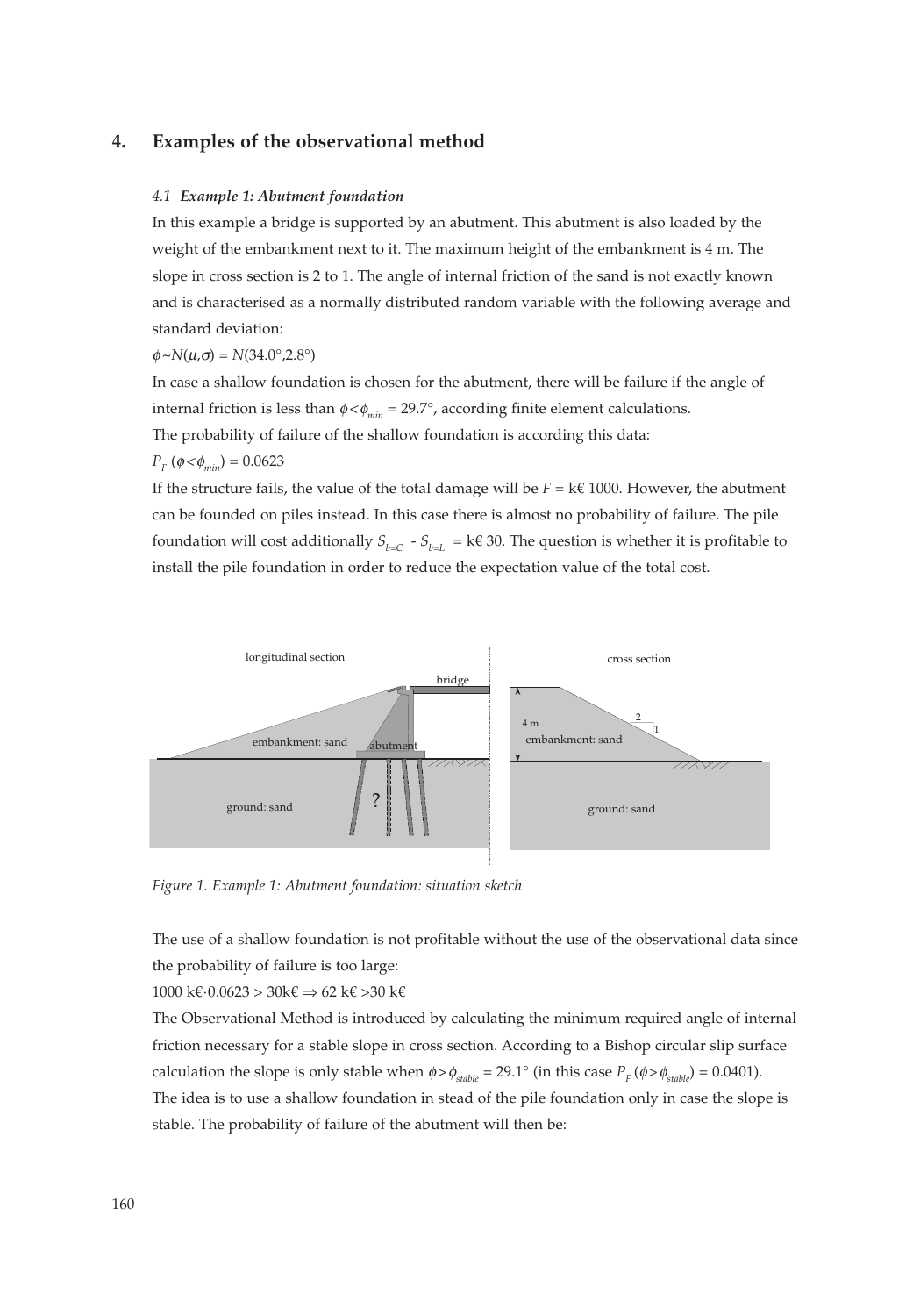## 4. Examples of the observational method

### 4.1 *Example 1: Abutment foundation*

In this example a bridge is supported by an abutment. This abutment is also loaded by the weight of the embankment next to it. The maximum height of the embankment is 4 m. The slope in cross section is 2 to 1. The angle of internal friction of the sand is not exactly known and is characterised as a normally distributed random variable with the following average and standard deviation:

$\phi \sim N(\mu,\sigma) = N(34.0°,2.8°)$

In case a shallow foundation is chosen for the abutment, there will be failure if the angle of internal friction is less than $\phi < \phi_{min} = 29.7°$, according finite element calculations.

The probability of failure of the shallow foundation is according this data:

$P_F\,(\phi < \phi_{min}) = 0.0623$

If the structure fails, the value of the total damage will be $F$ = k€ 1000. However, the abutment can be founded on piles instead. In this case there is almost no probability of failure. The pile foundation will cost additionally $S_{b=C} - S_{b=L}$ = k€ 30. The question is whether it is profitable to install the pile foundation in order to reduce the expectation value of the total cost.

*Figure 1. Example 1: Abutment foundation: situation sketch*

The use of a shallow foundation is not profitable without the use of the observational data since the probability of failure is too large:

$1000\text{ k€}\cdot 0.0623 > 30\text{k€} \Rightarrow 62\text{ k€} > 30\text{ k€}$

The Observational Method is introduced by calculating the minimum required angle of internal friction necessary for a stable slope in cross section. According to a Bishop circular slip surface calculation the slope is only stable when $\phi > \phi_{stable} = 29.1°$ (in this case $P_F\,(\phi > \phi_{stable}) = 0.0401$).

The idea is to use a shallow foundation in stead of the pile foundation only in case the slope is stable. The probability of failure of the abutment will then be: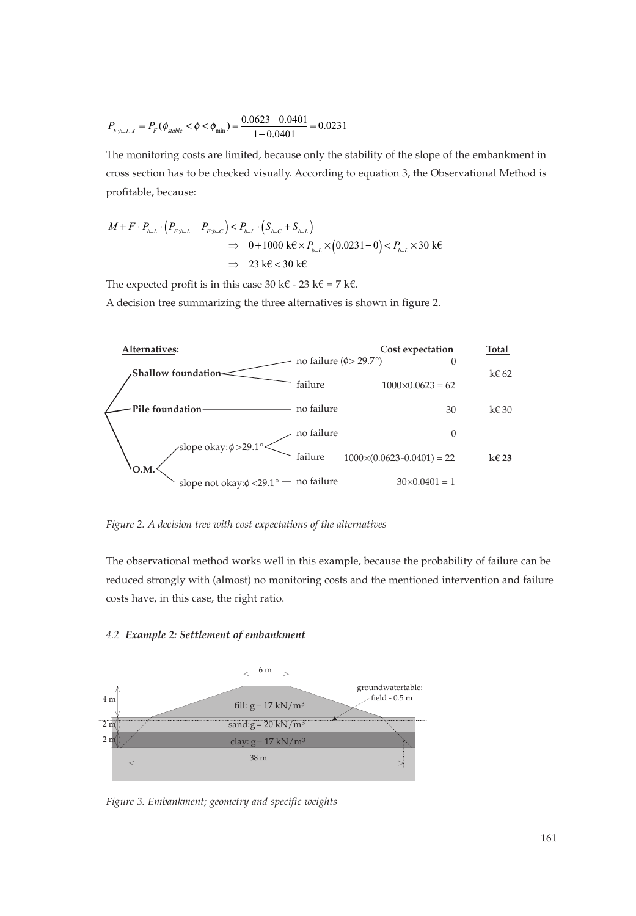$$P_{F;b=L|X} = P_F(\phi_{stable} < \phi < \phi_{\min}) = \frac{0.0623 - 0.0401}{1 - 0.0401} = 0.0231$$

The monitoring costs are limited, because only the stability of the slope of the embankment in cross section has to be checked visually. According to equation 3, the Observational Method is profitable, because:

$$M + F \cdot P_{b=L} \cdot \left(P_{F;b=L} - P_{F;b=C}\right) < P_{b=L} \cdot \left(S_{b=C} + S_{b=L}\right)$$

$$\Rightarrow \quad 0 + 1000 \text{ k€} \times P_{b=L} \times \left(0.0231 - 0\right) < P_{b=L} \times 30 \text{ k€}$$

$$\Rightarrow \quad 23 \text{ k€} < 30 \text{ k€}$$

The expected profit is in this case 30 k€ - 23 k€ = 7 k€.

A decision tree summarizing the three alternatives is shown in figure 2.

| Alternatives: | | | Cost expectation | Total |
|---|---|---|---|---|
| Shallow foundation | | no failure ($\phi > 29.7°$) | 0 | k€ 62 |
| | | failure | 1000×0.0623 = 62 | |
| Pile foundation | | no failure | 30 | k€ 30 |
| O.M. | slope okay: $\phi > 29.1°$ | no failure | 0 | **k€ 23** |
| | | failure | 1000×(0.0623-0.0401) = 22 | |
| | slope not okay: $\phi < 29.1°$ | no failure | 30×0.0401 = 1 | |

*Figure 2. A decision tree with cost expectations of the alternatives*

The observational method works well in this example, because the probability of failure can be reduced strongly with (almost) no monitoring costs and the mentioned intervention and failure costs have, in this case, the right ratio.

### 4.2 *Example 2: Settlement of embankment*

6 m

4 m — fill: g = 17 kN/m³

2 m — sand: g = 20 kN/m³

2 m — clay: g = 17 kN/m³

38 m

groundwatertable: field - 0.5 m

*Figure 3. Embankment; geometry and specific weights*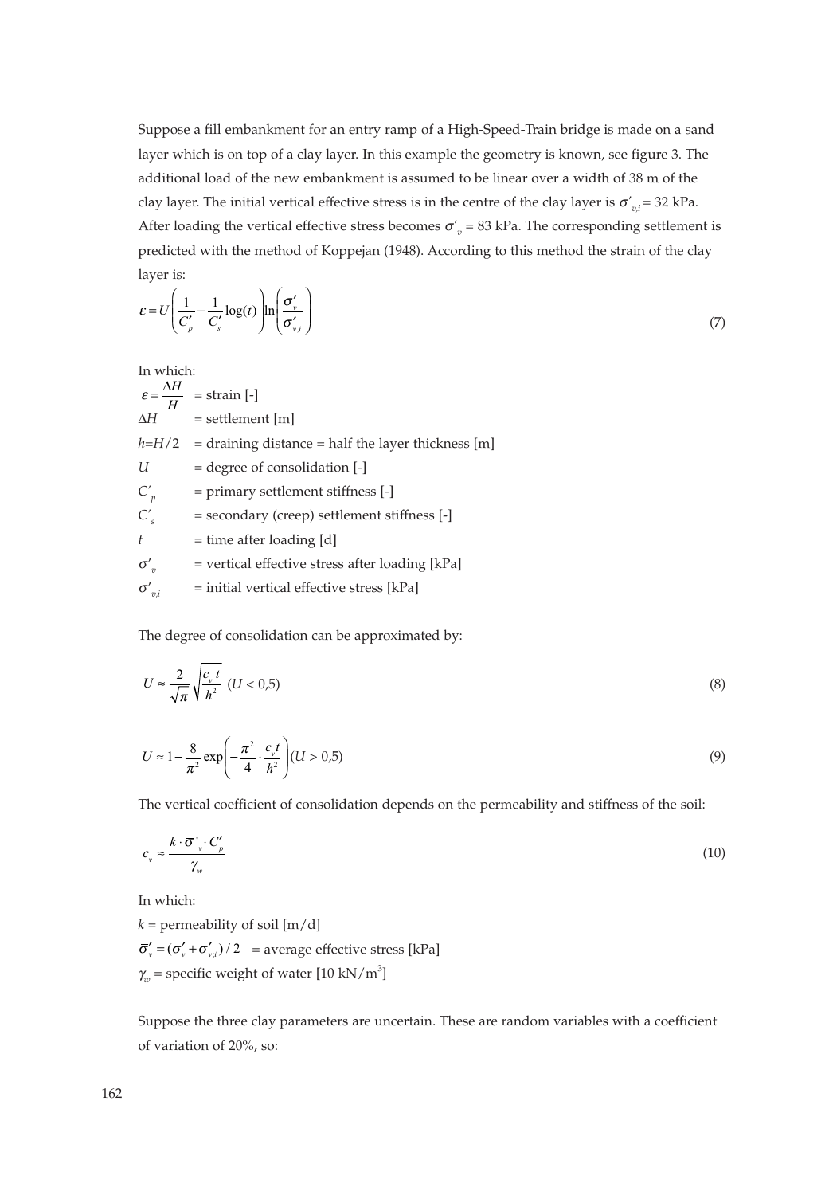Suppose a fill embankment for an entry ramp of a High-Speed-Train bridge is made on a sand layer which is on top of a clay layer. In this example the geometry is known, see figure 3. The additional load of the new embankment is assumed to be linear over a width of 38 m of the clay layer. The initial vertical effective stress is in the centre of the clay layer is $\sigma'_{v,i} = 32$ kPa. After loading the vertical effective stress becomes $\sigma'_v = 83$ kPa. The corresponding settlement is predicted with the method of Koppejan (1948). According to this method the strain of the clay layer is:

$$\varepsilon = U\left(\frac{1}{C'_p} + \frac{1}{C'_s}\log(t)\right)\ln\left(\frac{\sigma'_v}{\sigma'_{v,i}}\right) \tag{7}$$

In which:

$\varepsilon = \dfrac{\Delta H}{H}$ = strain [-]

$\Delta H$ = settlement [m]

$h = H/2$ = draining distance = half the layer thickness [m]

$U$ = degree of consolidation [-]

$C'_p$ = primary settlement stiffness [-]

$C'_s$ = secondary (creep) settlement stiffness [-]

$t$ = time after loading [d]

$\sigma'_v$ = vertical effective stress after loading [kPa]

$\sigma'_{v,i}$ = initial vertical effective stress [kPa]

The degree of consolidation can be approximated by:

$$U \approx \frac{2}{\sqrt{\pi}}\sqrt{\frac{c_v t}{h^2}} \quad (U < 0{,}5) \tag{8}$$

$$U \approx 1 - \frac{8}{\pi^2}\exp\left(-\frac{\pi^2}{4}\cdot\frac{c_v t}{h^2}\right) (U > 0{,}5) \tag{9}$$

The vertical coefficient of consolidation depends on the permeability and stiffness of the soil:

$$c_v \approx \frac{k \cdot \bar{\sigma}'_v \cdot C'_p}{\gamma_w} \tag{10}$$

In which:

$k$ = permeability of soil [m/d]

$\bar{\sigma}'_v = (\sigma'_v + \sigma'_{v,i})/2$ = average effective stress [kPa]

$\gamma_w$ = specific weight of water [10 kN/m$^3$]

Suppose the three clay parameters are uncertain. These are random variables with a coefficient of variation of 20%, so: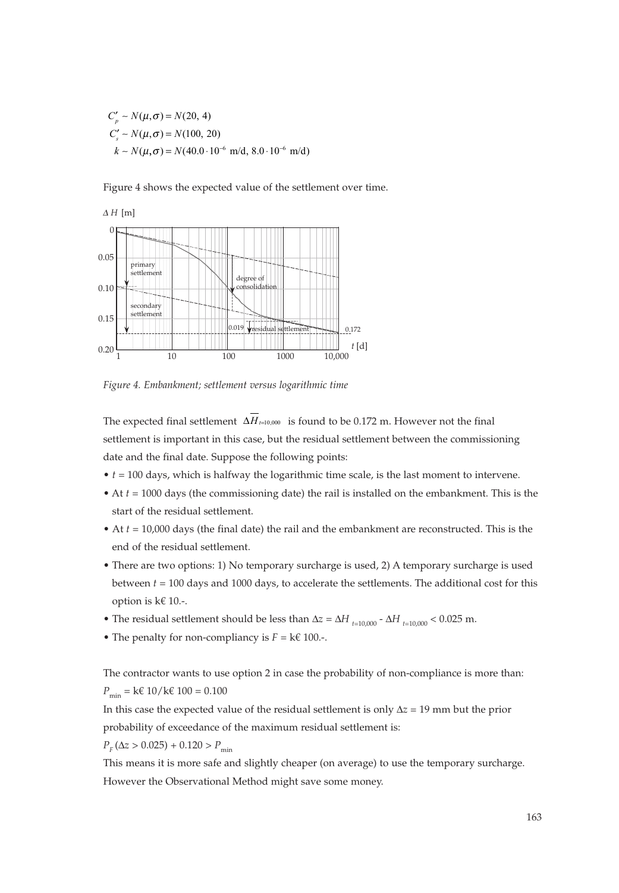$C'_p \sim N(\mu, \sigma) = N(20,\ 4)$

$C'_s \sim N(\mu, \sigma) = N(100,\ 20)$

$k \sim N(\mu, \sigma) = N(40.0 \cdot 10^{-6}\ \text{m/d},\ 8.0 \cdot 10^{-6}\ \text{m/d})$

Figure 4 shows the expected value of the settlement over time.

*Figure 4. Embankment; settlement versus logarithmic time*

The expected final settlement $\Delta\overline{H}_{t=10,000}$ is found to be 0.172 m. However not the final settlement is important in this case, but the residual settlement between the commissioning date and the final date. Suppose the following points:

- $t$ = 100 days, which is halfway the logarithmic time scale, is the last moment to intervene.
- At $t$ = 1000 days (the commissioning date) the rail is installed on the embankment. This is the start of the residual settlement.
- At $t$ = 10,000 days (the final date) the rail and the embankment are reconstructed. This is the end of the residual settlement.
- There are two options: 1) No temporary surcharge is used, 2) A temporary surcharge is used between $t$ = 100 days and 1000 days, to accelerate the settlements. The additional cost for this option is k€ 10.-.
- The residual settlement should be less than $\Delta z = \Delta H_{t=10,000} - \Delta H_{t=10,000} < 0.025$ m.
- The penalty for non-compliancy is $F$ = k€ 100.-.

The contractor wants to use option 2 in case the probability of non-compliance is more than:
$P_{\min}$ = k€ 10/k€ 100 = 0.100

In this case the expected value of the residual settlement is only $\Delta z$ = 19 mm but the prior probability of exceedance of the maximum residual settlement is:

$P_F(\Delta z > 0.025) + 0.120 > P_{\min}$

This means it is more safe and slightly cheaper (on average) to use the temporary surcharge. However the Observational Method might save some money.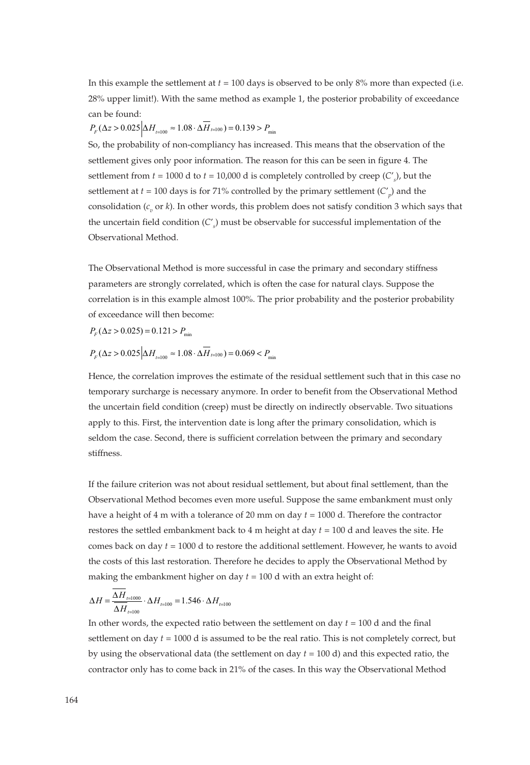In this example the settlement at $t$ = 100 days is observed to be only 8% more than expected (i.e. 28% upper limit!). With the same method as example 1, the posterior probability of exceedance can be found:

$$P_F(\Delta z > 0.025 \big| \Delta H_{t=100} \approx 1.08 \cdot \overline{\Delta H}_{t=100}) = 0.139 > P_{\min}$$

So, the probability of non-compliancy has increased. This means that the observation of the settlement gives only poor information. The reason for this can be seen in figure 4. The settlement from $t$ = 1000 d to $t$ = 10,000 d is completely controlled by creep ($C'_s$), but the settlement at $t$ = 100 days is for 71% controlled by the primary settlement ($C'_p$) and the consolidation ($c_v$ or $k$). In other words, this problem does not satisfy condition 3 which says that the uncertain field condition ($C'_s$) must be observable for successful implementation of the Observational Method.

The Observational Method is more successful in case the primary and secondary stiffness parameters are strongly correlated, which is often the case for natural clays. Suppose the correlation is in this example almost 100%. The prior probability and the posterior probability of exceedance will then become:

$$P_F(\Delta z > 0.025) = 0.121 > P_{\min}$$

$$P_F(\Delta z > 0.025 \big| \Delta H_{t=100} \approx 1.08 \cdot \overline{\Delta H}_{t=100}) = 0.069 < P_{\min}$$

Hence, the correlation improves the estimate of the residual settlement such that in this case no temporary surcharge is necessary anymore. In order to benefit from the Observational Method the uncertain field condition (creep) must be directly on indirectly observable. Two situations apply to this. First, the intervention date is long after the primary consolidation, which is seldom the case. Second, there is sufficient correlation between the primary and secondary stiffness.

If the failure criterion was not about residual settlement, but about final settlement, than the Observational Method becomes even more useful. Suppose the same embankment must only have a height of 4 m with a tolerance of 20 mm on day $t$ = 1000 d. Therefore the contractor restores the settled embankment back to 4 m height at day $t$ = 100 d and leaves the site. He comes back on day $t$ = 1000 d to restore the additional settlement. However, he wants to avoid the costs of this last restoration. Therefore he decides to apply the Observational Method by making the embankment higher on day $t$ = 100 d with an extra height of:

$$\Delta H = \frac{\overline{\Delta H}_{t=1000}}{\overline{\Delta H}_{t=100}} \cdot \Delta H_{t=100} = 1.546 \cdot \Delta H_{t=100}$$

In other words, the expected ratio between the settlement on day $t$ = 100 d and the final settlement on day $t$ = 1000 d is assumed to be the real ratio. This is not completely correct, but by using the observational data (the settlement on day $t$ = 100 d) and this expected ratio, the contractor only has to come back in 21% of the cases. In this way the Observational Method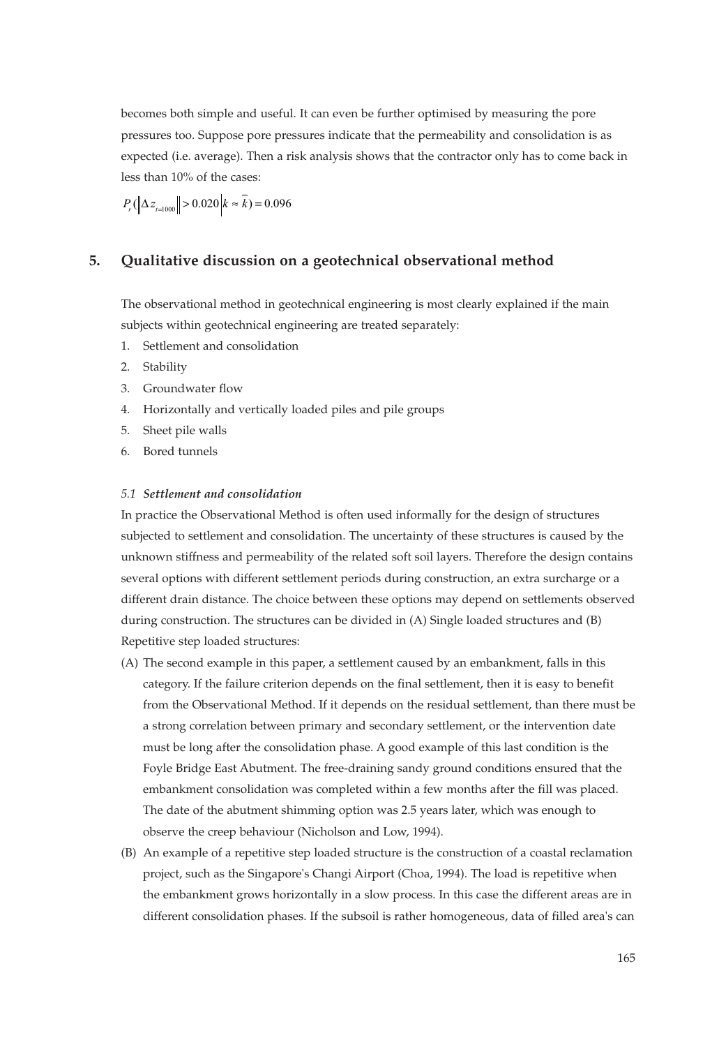becomes both simple and useful. It can even be further optimised by measuring the pore pressures too. Suppose pore pressures indicate that the permeability and consolidation is as expected (i.e. average). Then a risk analysis shows that the contractor only has to come back in less than 10% of the cases:

$$P_r\left(\left\|\Delta z_{t=1000}\right\| > 0.020 \,\middle|\, k \approx \bar{k}\right) = 0.096$$

## 5. Qualitative discussion on a geotechnical observational method

The observational method in geotechnical engineering is most clearly explained if the main subjects within geotechnical engineering are treated separately:

1. Settlement and consolidation
2. Stability
3. Groundwater flow
4. Horizontally and vertically loaded piles and pile groups
5. Sheet pile walls
6. Bored tunnels

### *5.1 Settlement and consolidation*

In practice the Observational Method is often used informally for the design of structures subjected to settlement and consolidation. The uncertainty of these structures is caused by the unknown stiffness and permeability of the related soft soil layers. Therefore the design contains several options with different settlement periods during construction, an extra surcharge or a different drain distance. The choice between these options may depend on settlements observed during construction. The structures can be divided in (A) Single loaded structures and (B) Repetitive step loaded structures:

(A) The second example in this paper, a settlement caused by an embankment, falls in this category. If the failure criterion depends on the final settlement, then it is easy to benefit from the Observational Method. If it depends on the residual settlement, than there must be a strong correlation between primary and secondary settlement, or the intervention date must be long after the consolidation phase. A good example of this last condition is the Foyle Bridge East Abutment. The free-draining sandy ground conditions ensured that the embankment consolidation was completed within a few months after the fill was placed. The date of the abutment shimming option was 2.5 years later, which was enough to observe the creep behaviour (Nicholson and Low, 1994).

(B) An example of a repetitive step loaded structure is the construction of a coastal reclamation project, such as the Singapore's Changi Airport (Choa, 1994). The load is repetitive when the embankment grows horizontally in a slow process. In this case the different areas are in different consolidation phases. If the subsoil is rather homogeneous, data of filled area's can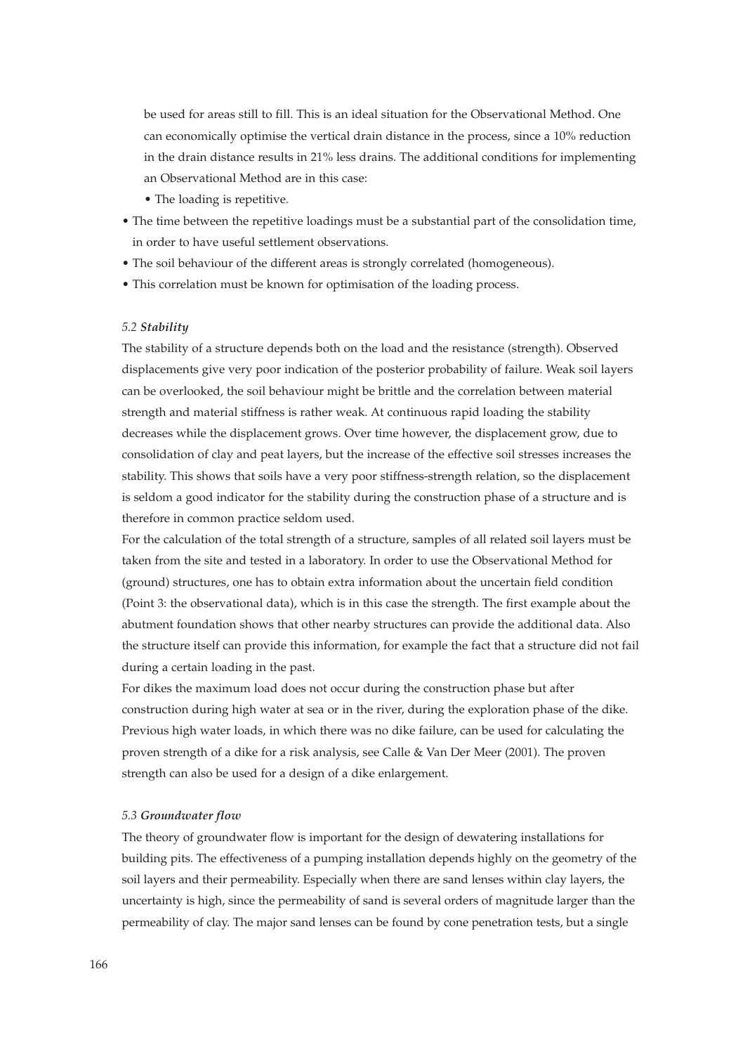be used for areas still to fill. This is an ideal situation for the Observational Method. One can economically optimise the vertical drain distance in the process, since a 10% reduction in the drain distance results in 21% less drains. The additional conditions for implementing an Observational Method are in this case:

- The loading is repetitive.
- The time between the repetitive loadings must be a substantial part of the consolidation time, in order to have useful settlement observations.
- The soil behaviour of the different areas is strongly correlated (homogeneous).
- This correlation must be known for optimisation of the loading process.

### *5.2 **Stability***

The stability of a structure depends both on the load and the resistance (strength). Observed displacements give very poor indication of the posterior probability of failure. Weak soil layers can be overlooked, the soil behaviour might be brittle and the correlation between material strength and material stiffness is rather weak. At continuous rapid loading the stability decreases while the displacement grows. Over time however, the displacement grow, due to consolidation of clay and peat layers, but the increase of the effective soil stresses increases the stability. This shows that soils have a very poor stiffness-strength relation, so the displacement is seldom a good indicator for the stability during the construction phase of a structure and is therefore in common practice seldom used.

For the calculation of the total strength of a structure, samples of all related soil layers must be taken from the site and tested in a laboratory. In order to use the Observational Method for (ground) structures, one has to obtain extra information about the uncertain field condition (Point 3: the observational data), which is in this case the strength. The first example about the abutment foundation shows that other nearby structures can provide the additional data. Also the structure itself can provide this information, for example the fact that a structure did not fail during a certain loading in the past.

For dikes the maximum load does not occur during the construction phase but after construction during high water at sea or in the river, during the exploration phase of the dike. Previous high water loads, in which there was no dike failure, can be used for calculating the proven strength of a dike for a risk analysis, see Calle & Van Der Meer (2001). The proven strength can also be used for a design of a dike enlargement.

### *5.3 **Groundwater flow***

The theory of groundwater flow is important for the design of dewatering installations for building pits. The effectiveness of a pumping installation depends highly on the geometry of the soil layers and their permeability. Especially when there are sand lenses within clay layers, the uncertainty is high, since the permeability of sand is several orders of magnitude larger than the permeability of clay. The major sand lenses can be found by cone penetration tests, but a single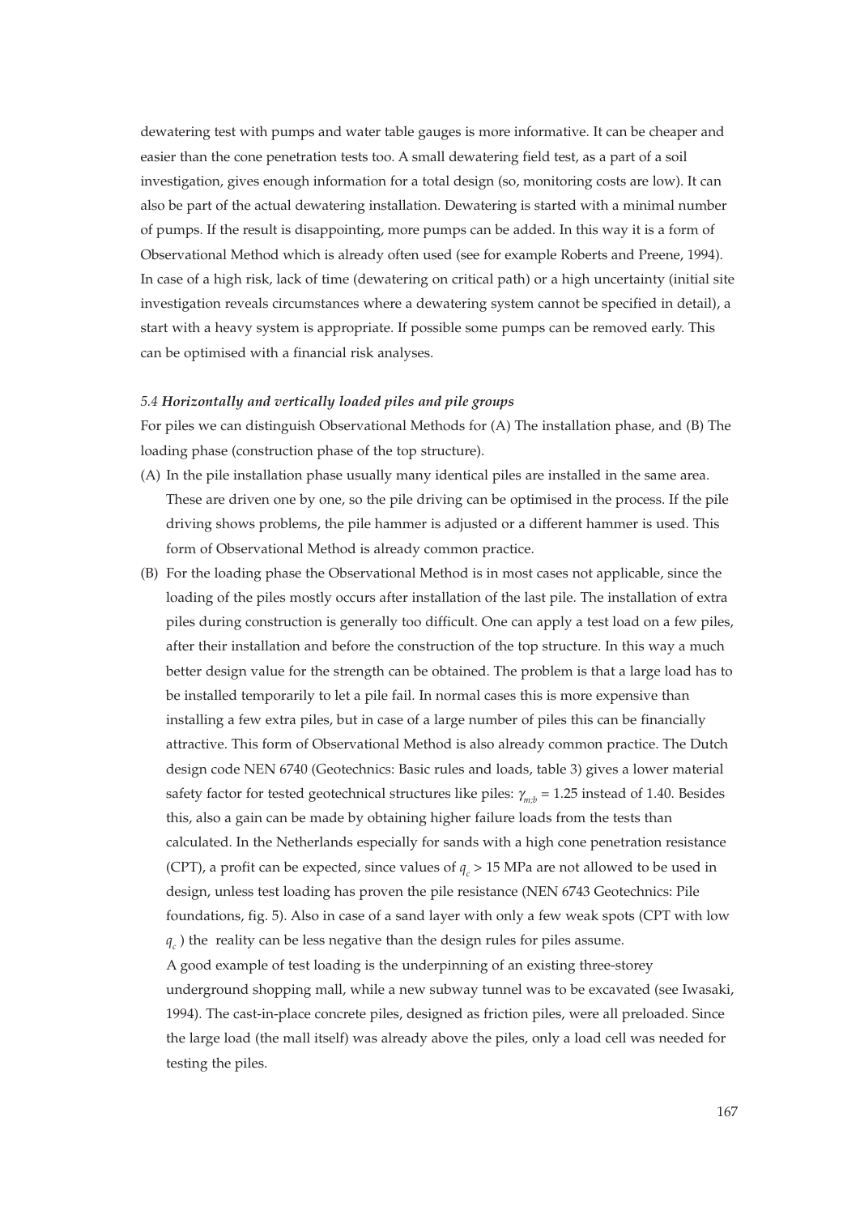dewatering test with pumps and water table gauges is more informative. It can be cheaper and easier than the cone penetration tests too. A small dewatering field test, as a part of a soil investigation, gives enough information for a total design (so, monitoring costs are low). It can also be part of the actual dewatering installation. Dewatering is started with a minimal number of pumps. If the result is disappointing, more pumps can be added. In this way it is a form of Observational Method which is already often used (see for example Roberts and Preene, 1994). In case of a high risk, lack of time (dewatering on critical path) or a high uncertainty (initial site investigation reveals circumstances where a dewatering system cannot be specified in detail), a start with a heavy system is appropriate. If possible some pumps can be removed early. This can be optimised with a financial risk analyses.

### *5.4* ***Horizontally and vertically loaded piles and pile groups***

For piles we can distinguish Observational Methods for (A) The installation phase, and (B) The loading phase (construction phase of the top structure).

(A) In the pile installation phase usually many identical piles are installed in the same area. These are driven one by one, so the pile driving can be optimised in the process. If the pile driving shows problems, the pile hammer is adjusted or a different hammer is used. This form of Observational Method is already common practice.

(B) For the loading phase the Observational Method is in most cases not applicable, since the loading of the piles mostly occurs after installation of the last pile. The installation of extra piles during construction is generally too difficult. One can apply a test load on a few piles, after their installation and before the construction of the top structure. In this way a much better design value for the strength can be obtained. The problem is that a large load has to be installed temporarily to let a pile fail. In normal cases this is more expensive than installing a few extra piles, but in case of a large number of piles this can be financially attractive. This form of Observational Method is also already common practice. The Dutch design code NEN 6740 (Geotechnics: Basic rules and loads, table 3) gives a lower material safety factor for tested geotechnical structures like piles: $\gamma_{m;b} = 1.25$ instead of 1.40. Besides this, also a gain can be made by obtaining higher failure loads from the tests than calculated. In the Netherlands especially for sands with a high cone penetration resistance (CPT), a profit can be expected, since values of $q_c > 15$ MPa are not allowed to be used in design, unless test loading has proven the pile resistance (NEN 6743 Geotechnics: Pile foundations, fig. 5). Also in case of a sand layer with only a few weak spots (CPT with low $q_c$) the reality can be less negative than the design rules for piles assume.

A good example of test loading is the underpinning of an existing three-storey underground shopping mall, while a new subway tunnel was to be excavated (see Iwasaki, 1994). The cast-in-place concrete piles, designed as friction piles, were all preloaded. Since the large load (the mall itself) was already above the piles, only a load cell was needed for testing the piles.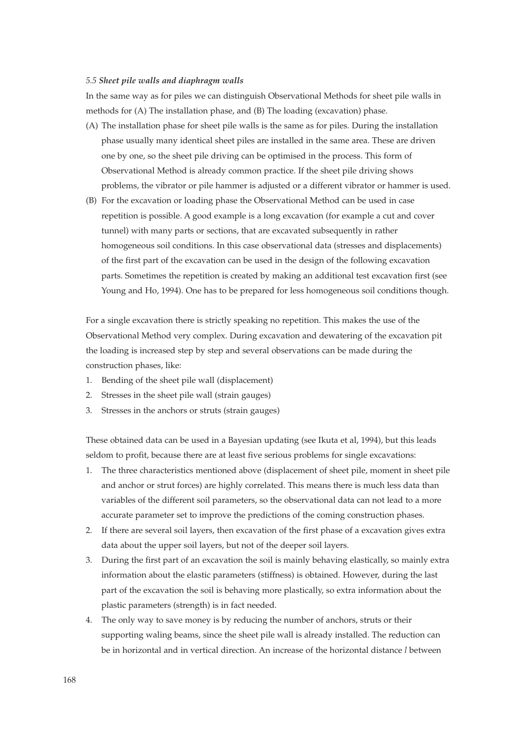### 5.5 *Sheet pile walls and diaphragm walls*

In the same way as for piles we can distinguish Observational Methods for sheet pile walls in methods for (A) The installation phase, and (B) The loading (excavation) phase.

(A) The installation phase for sheet pile walls is the same as for piles. During the installation phase usually many identical sheet piles are installed in the same area. These are driven one by one, so the sheet pile driving can be optimised in the process. This form of Observational Method is already common practice. If the sheet pile driving shows problems, the vibrator or pile hammer is adjusted or a different vibrator or hammer is used.

(B) For the excavation or loading phase the Observational Method can be used in case repetition is possible. A good example is a long excavation (for example a cut and cover tunnel) with many parts or sections, that are excavated subsequently in rather homogeneous soil conditions. In this case observational data (stresses and displacements) of the first part of the excavation can be used in the design of the following excavation parts. Sometimes the repetition is created by making an additional test excavation first (see Young and Ho, 1994). One has to be prepared for less homogeneous soil conditions though.

For a single excavation there is strictly speaking no repetition. This makes the use of the Observational Method very complex. During excavation and dewatering of the excavation pit the loading is increased step by step and several observations can be made during the construction phases, like:

1. Bending of the sheet pile wall (displacement)
2. Stresses in the sheet pile wall (strain gauges)
3. Stresses in the anchors or struts (strain gauges)

These obtained data can be used in a Bayesian updating (see Ikuta et al, 1994), but this leads seldom to profit, because there are at least five serious problems for single excavations:

1. The three characteristics mentioned above (displacement of sheet pile, moment in sheet pile and anchor or strut forces) are highly correlated. This means there is much less data than variables of the different soil parameters, so the observational data can not lead to a more accurate parameter set to improve the predictions of the coming construction phases.
2. If there are several soil layers, then excavation of the first phase of a excavation gives extra data about the upper soil layers, but not of the deeper soil layers.
3. During the first part of an excavation the soil is mainly behaving elastically, so mainly extra information about the elastic parameters (stiffness) is obtained. However, during the last part of the excavation the soil is behaving more plastically, so extra information about the plastic parameters (strength) is in fact needed.
4. The only way to save money is by reducing the number of anchors, struts or their supporting waling beams, since the sheet pile wall is already installed. The reduction can be in horizontal and in vertical direction. An increase of the horizontal distance *l* between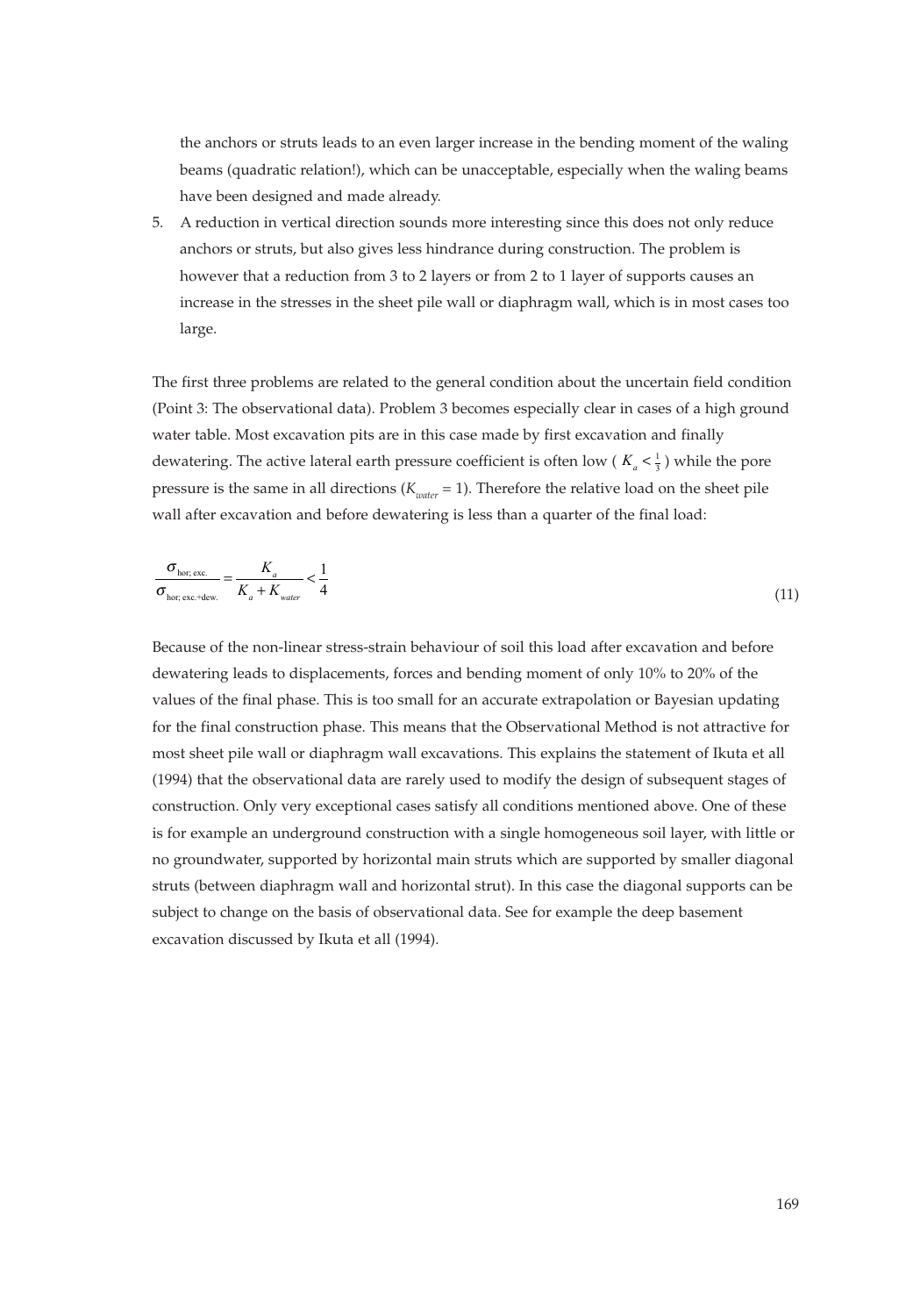the anchors or struts leads to an even larger increase in the bending moment of the waling beams (quadratic relation!), which can be unacceptable, especially when the waling beams have been designed and made already.

5. A reduction in vertical direction sounds more interesting since this does not only reduce anchors or struts, but also gives less hindrance during construction. The problem is however that a reduction from 3 to 2 layers or from 2 to 1 layer of supports causes an increase in the stresses in the sheet pile wall or diaphragm wall, which is in most cases too large.

The first three problems are related to the general condition about the uncertain field condition (Point 3: The observational data). Problem 3 becomes especially clear in cases of a high ground water table. Most excavation pits are in this case made by first excavation and finally dewatering. The active lateral earth pressure coefficient is often low ( $K_a < \frac{1}{3}$ ) while the pore pressure is the same in all directions ($K_{water} = 1$). Therefore the relative load on the sheet pile wall after excavation and before dewatering is less than a quarter of the final load:

$$\frac{\sigma_{\text{hor; exc.}}}{\sigma_{\text{hor; exc.+dew.}}} = \frac{K_a}{K_a + K_{water}} < \frac{1}{4} \tag{11}$$

Because of the non-linear stress-strain behaviour of soil this load after excavation and before dewatering leads to displacements, forces and bending moment of only 10% to 20% of the values of the final phase. This is too small for an accurate extrapolation or Bayesian updating for the final construction phase. This means that the Observational Method is not attractive for most sheet pile wall or diaphragm wall excavations. This explains the statement of Ikuta et all (1994) that the observational data are rarely used to modify the design of subsequent stages of construction. Only very exceptional cases satisfy all conditions mentioned above. One of these is for example an underground construction with a single homogeneous soil layer, with little or no groundwater, supported by horizontal main struts which are supported by smaller diagonal struts (between diaphragm wall and horizontal strut). In this case the diagonal supports can be subject to change on the basis of observational data. See for example the deep basement excavation discussed by Ikuta et all (1994).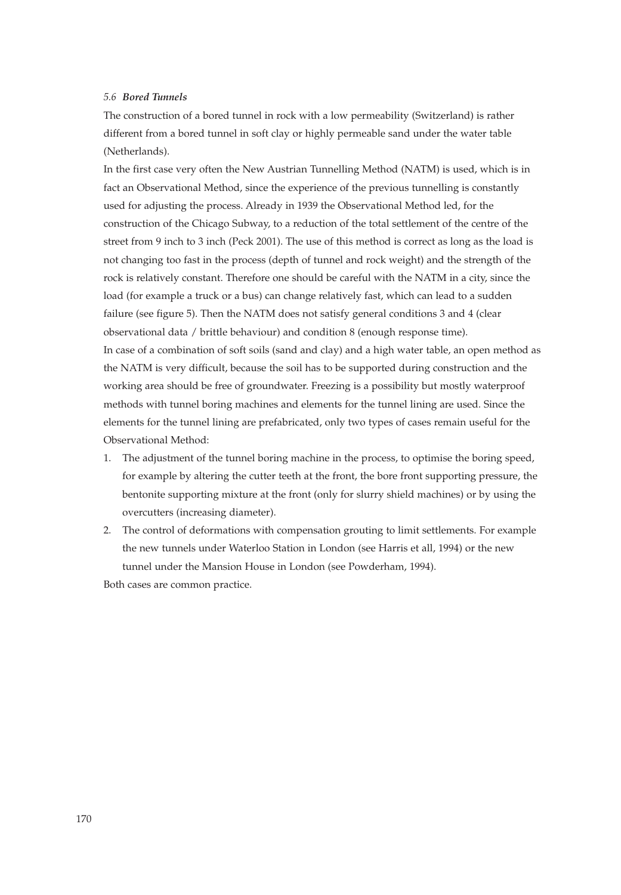### *5.6 Bored Tunnels*

The construction of a bored tunnel in rock with a low permeability (Switzerland) is rather different from a bored tunnel in soft clay or highly permeable sand under the water table (Netherlands).

In the first case very often the New Austrian Tunnelling Method (NATM) is used, which is in fact an Observational Method, since the experience of the previous tunnelling is constantly used for adjusting the process. Already in 1939 the Observational Method led, for the construction of the Chicago Subway, to a reduction of the total settlement of the centre of the street from 9 inch to 3 inch (Peck 2001). The use of this method is correct as long as the load is not changing too fast in the process (depth of tunnel and rock weight) and the strength of the rock is relatively constant. Therefore one should be careful with the NATM in a city, since the load (for example a truck or a bus) can change relatively fast, which can lead to a sudden failure (see figure 5). Then the NATM does not satisfy general conditions 3 and 4 (clear observational data / brittle behaviour) and condition 8 (enough response time).

In case of a combination of soft soils (sand and clay) and a high water table, an open method as the NATM is very difficult, because the soil has to be supported during construction and the working area should be free of groundwater. Freezing is a possibility but mostly waterproof methods with tunnel boring machines and elements for the tunnel lining are used. Since the elements for the tunnel lining are prefabricated, only two types of cases remain useful for the Observational Method:

1. The adjustment of the tunnel boring machine in the process, to optimise the boring speed, for example by altering the cutter teeth at the front, the bore front supporting pressure, the bentonite supporting mixture at the front (only for slurry shield machines) or by using the overcutters (increasing diameter).
2. The control of deformations with compensation grouting to limit settlements. For example the new tunnels under Waterloo Station in London (see Harris et all, 1994) or the new tunnel under the Mansion House in London (see Powderham, 1994).

Both cases are common practice.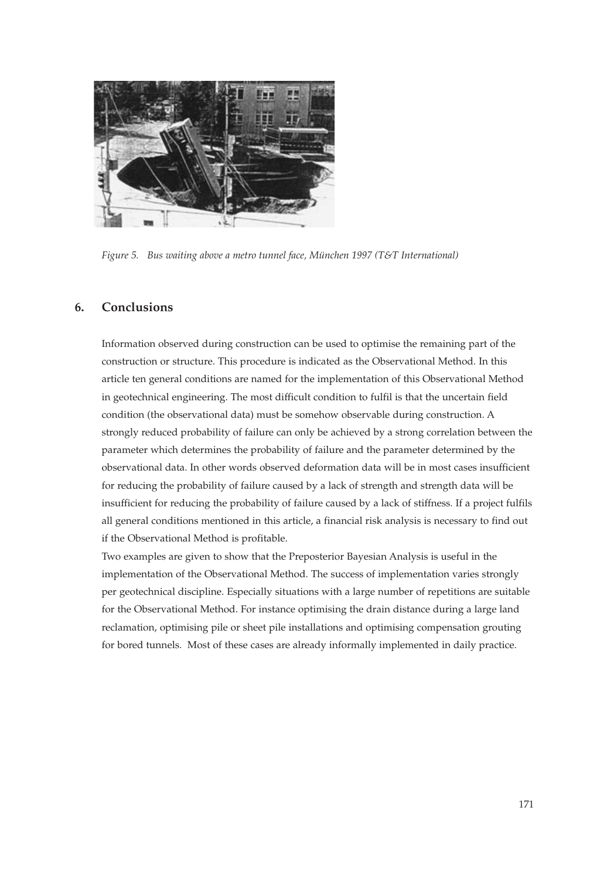*Figure 5. Bus waiting above a metro tunnel face, München 1997 (T&T International)*

## 6. Conclusions

Information observed during construction can be used to optimise the remaining part of the construction or structure. This procedure is indicated as the Observational Method. In this article ten general conditions are named for the implementation of this Observational Method in geotechnical engineering. The most difficult condition to fulfil is that the uncertain field condition (the observational data) must be somehow observable during construction. A strongly reduced probability of failure can only be achieved by a strong correlation between the parameter which determines the probability of failure and the parameter determined by the observational data. In other words observed deformation data will be in most cases insufficient for reducing the probability of failure caused by a lack of strength and strength data will be insufficient for reducing the probability of failure caused by a lack of stiffness. If a project fulfils all general conditions mentioned in this article, a financial risk analysis is necessary to find out if the Observational Method is profitable.

Two examples are given to show that the Preposterior Bayesian Analysis is useful in the implementation of the Observational Method. The success of implementation varies strongly per geotechnical discipline. Especially situations with a large number of repetitions are suitable for the Observational Method. For instance optimising the drain distance during a large land reclamation, optimising pile or sheet pile installations and optimising compensation grouting for bored tunnels. Most of these cases are already informally implemented in daily practice.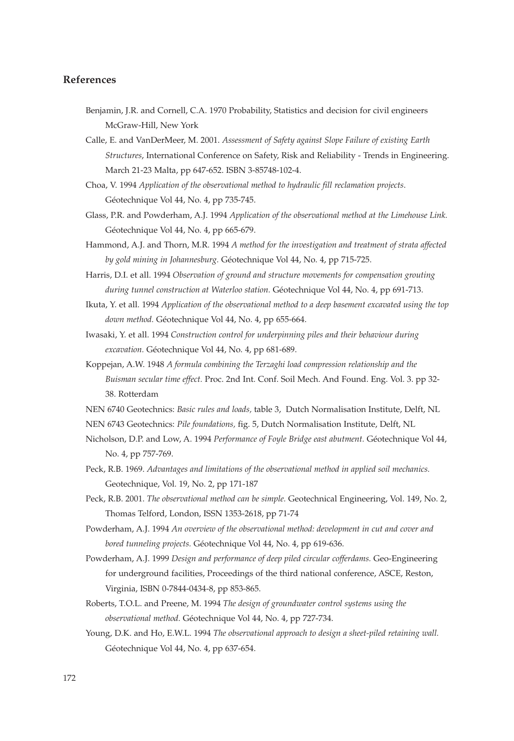## References

Benjamin, J.R. and Cornell, C.A. 1970 Probability, Statistics and decision for civil engineers McGraw-Hill, New York

Calle, E. and VanDerMeer, M. 2001. *Assessment of Safety against Slope Failure of existing Earth Structures*, International Conference on Safety, Risk and Reliability - Trends in Engineering. March 21-23 Malta, pp 647-652. ISBN 3-85748-102-4.

Choa, V. 1994 *Application of the observational method to hydraulic fill reclamation projects*. Géotechnique Vol 44, No. 4, pp 735-745.

Glass, P.R. and Powderham, A.J. 1994 *Application of the observational method at the Limehouse Link.* Géotechnique Vol 44, No. 4, pp 665-679.

Hammond, A.J. and Thorn, M.R. 1994 *A method for the investigation and treatment of strata affected by gold mining in Johannesburg.* Géotechnique Vol 44, No. 4, pp 715-725.

Harris, D.I. et all. 1994 *Observation of ground and structure movements for compensation grouting during tunnel construction at Waterloo station.* Géotechnique Vol 44, No. 4, pp 691-713.

Ikuta, Y. et all. 1994 *Application of the observational method to a deep basement excavated using the top down method.* Géotechnique Vol 44, No. 4, pp 655-664.

Iwasaki, Y. et all. 1994 *Construction control for underpinning piles and their behaviour during excavation.* Géotechnique Vol 44, No. 4, pp 681-689.

Koppejan, A.W. 1948 *A formula combining the Terzaghi load compression relationship and the Buisman secular time effect.* Proc. 2nd Int. Conf. Soil Mech. And Found. Eng. Vol. 3. pp 32-38. Rotterdam

NEN 6740 Geotechnics: *Basic rules and loads,* table 3, Dutch Normalisation Institute, Delft, NL

NEN 6743 Geotechnics: *Pile foundations,* fig. 5, Dutch Normalisation Institute, Delft, NL

Nicholson, D.P. and Low, A. 1994 *Performance of Foyle Bridge east abutment.* Géotechnique Vol 44, No. 4, pp 757-769.

Peck, R.B. 1969. *Advantages and limitations of the observational method in applied soil mechanics.* Geotechnique, Vol. 19, No. 2, pp 171-187

Peck, R.B. 2001. *The observational method can be simple.* Geotechnical Engineering, Vol. 149, No. 2, Thomas Telford, London, ISSN 1353-2618, pp 71-74

Powderham, A.J. 1994 *An overview of the observational method: development in cut and cover and bored tunneling projects.* Géotechnique Vol 44, No. 4, pp 619-636.

Powderham, A.J. 1999 *Design and performance of deep piled circular cofferdams.* Geo-Engineering for underground facilities, Proceedings of the third national conference, ASCE, Reston, Virginia, ISBN 0-7844-0434-8, pp 853-865.

Roberts, T.O.L. and Preene, M. 1994 *The design of groundwater control systems using the observational method.* Géotechnique Vol 44, No. 4, pp 727-734.

Young, D.K. and Ho, E.W.L. 1994 *The observational approach to design a sheet-piled retaining wall.* Géotechnique Vol 44, No. 4, pp 637-654.